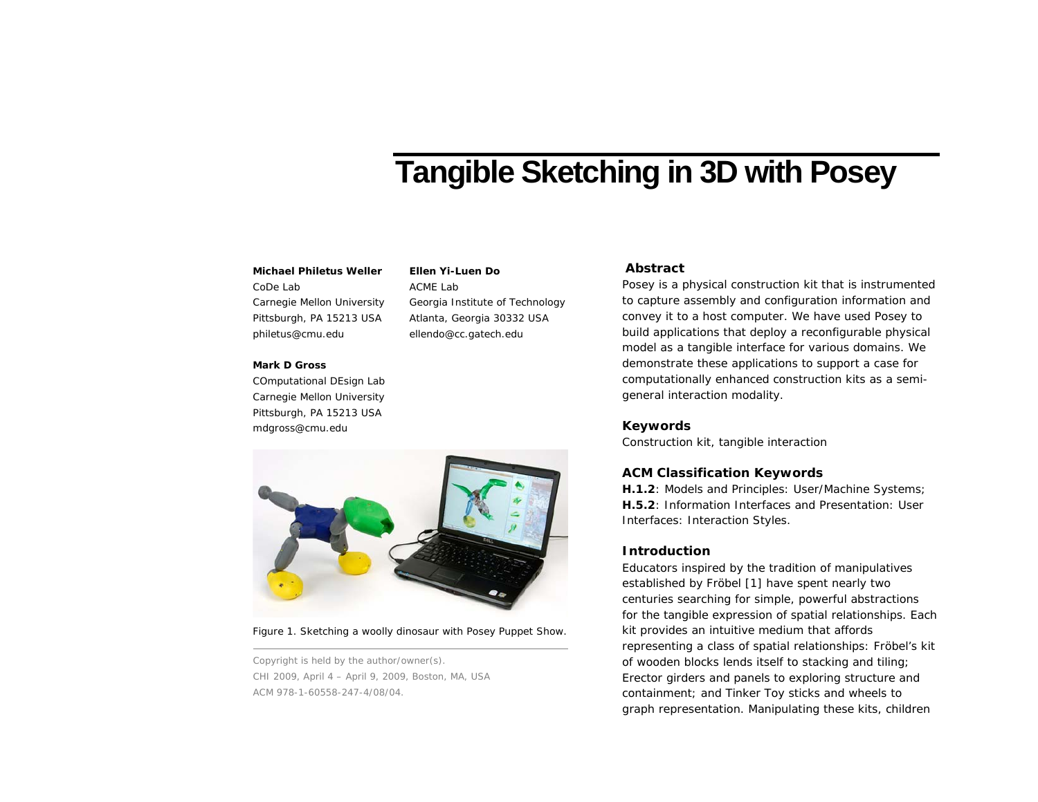# Tangible Sketching in 3D with Posey

**Michael Philetus Weller**
CoDe Lab
Carnegie Mellon University
Pittsburgh, PA 15213 USA
philetus@cmu.edu

**Ellen Yi-Luen Do**
ACME Lab
Georgia Institute of Technology
Atlanta, Georgia 30332 USA
ellendo@cc.gatech.edu

**Mark D Gross**
COmputational DEsign Lab
Carnegie Mellon University
Pittsburgh, PA 15213 USA
mdgross@cmu.edu

Figure 1. Sketching a woolly dinosaur with Posey Puppet Show.

Copyright is held by the author/owner(s).
CHI 2009, April 4 – April 9, 2009, Boston, MA, USA
ACM 978-1-60558-247-4/08/04.

## Abstract

Posey is a physical construction kit that is instrumented to capture assembly and configuration information and convey it to a host computer. We have used Posey to build applications that deploy a reconfigurable physical model as a tangible interface for various domains. We demonstrate these applications to support a case for computationally enhanced construction kits as a semi-general interaction modality.

## Keywords

Construction kit, tangible interaction

## ACM Classification Keywords

**H.1.2**: Models and Principles: User/Machine Systems; **H.5.2**: Information Interfaces and Presentation: User Interfaces: Interaction Styles.

## Introduction

Educators inspired by the tradition of manipulatives established by Fröbel [1] have spent nearly two centuries searching for simple, powerful abstractions for the tangible expression of spatial relationships. Each kit provides an intuitive medium that affords representing a class of spatial relationships: Fröbel's kit of wooden blocks lends itself to stacking and tiling; Erector girders and panels to exploring structure and containment; and Tinker Toy sticks and wheels to graph representation. Manipulating these kits, children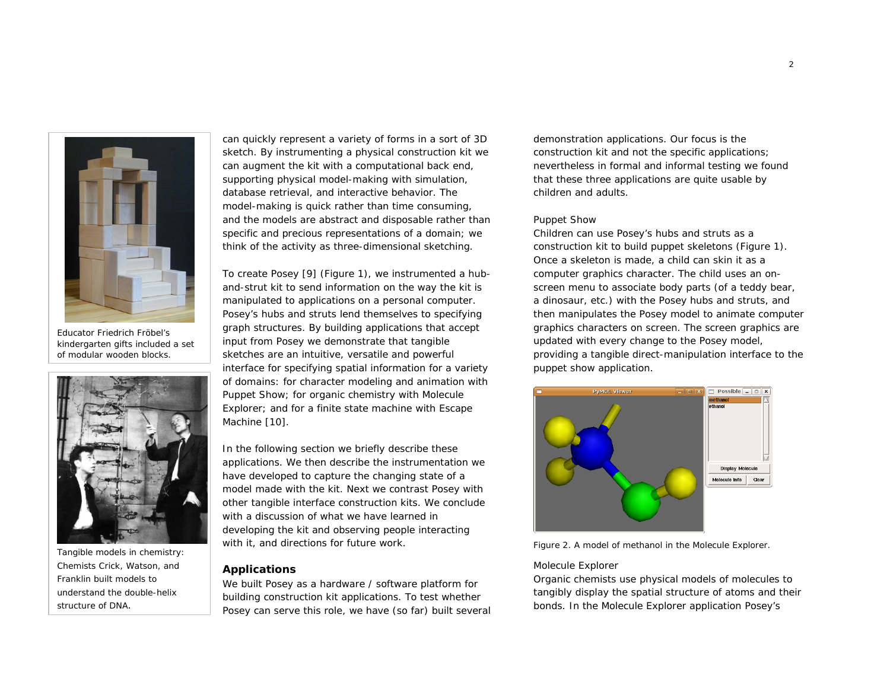Educator Friedrich Fröbel's kindergarten gifts included a set of modular wooden blocks.

Tangible models in chemistry: Chemists Crick, Watson, and Franklin built models to understand the double-helix structure of DNA.

can quickly represent a variety of forms in a sort of 3D sketch. By instrumenting a physical construction kit we can augment the kit with a computational back end, supporting physical model-making with simulation, database retrieval, and interactive behavior. The model-making is quick rather than time consuming, and the models are abstract and disposable rather than specific and precious representations of a domain; we think of the activity as three-dimensional sketching.

To create Posey [9] (Figure 1), we instrumented a hub-and-strut kit to send information on the way the kit is manipulated to applications on a personal computer. Posey's hubs and struts lend themselves to specifying graph structures. By building applications that accept input from Posey we demonstrate that tangible sketches are an intuitive, versatile and powerful interface for specifying spatial information for a variety of domains: for character modeling and animation with Puppet Show; for organic chemistry with Molecule Explorer; and for a finite state machine with Escape Machine [10].

In the following section we briefly describe these applications. We then describe the instrumentation we have developed to capture the changing state of a model made with the kit. Next we contrast Posey with other tangible interface construction kits. We conclude with a discussion of what we have learned in developing the kit and observing people interacting with it, and directions for future work.

## Applications

We built Posey as a hardware / software platform for building construction kit applications. To test whether Posey can serve this role, we have (so far) built several demonstration applications. Our focus is the construction kit and not the specific applications; nevertheless in formal and informal testing we found that these three applications are quite usable by children and adults.

### Puppet Show

Children can use Posey's hubs and struts as a construction kit to build puppet skeletons (Figure 1). Once a skeleton is made, a child can skin it as a computer graphics character. The child uses an on-screen menu to associate body parts (of a teddy bear, a dinosaur, etc.) with the Posey hubs and struts, and then manipulates the Posey model to animate computer graphics characters on screen. The screen graphics are updated with every change to the Posey model, providing a tangible direct-manipulation interface to the puppet show application.

Figure 2. A model of methanol in the Molecule Explorer.

### Molecule Explorer

Organic chemists use physical models of molecules to tangibly display the spatial structure of atoms and their bonds. In the Molecule Explorer application Posey's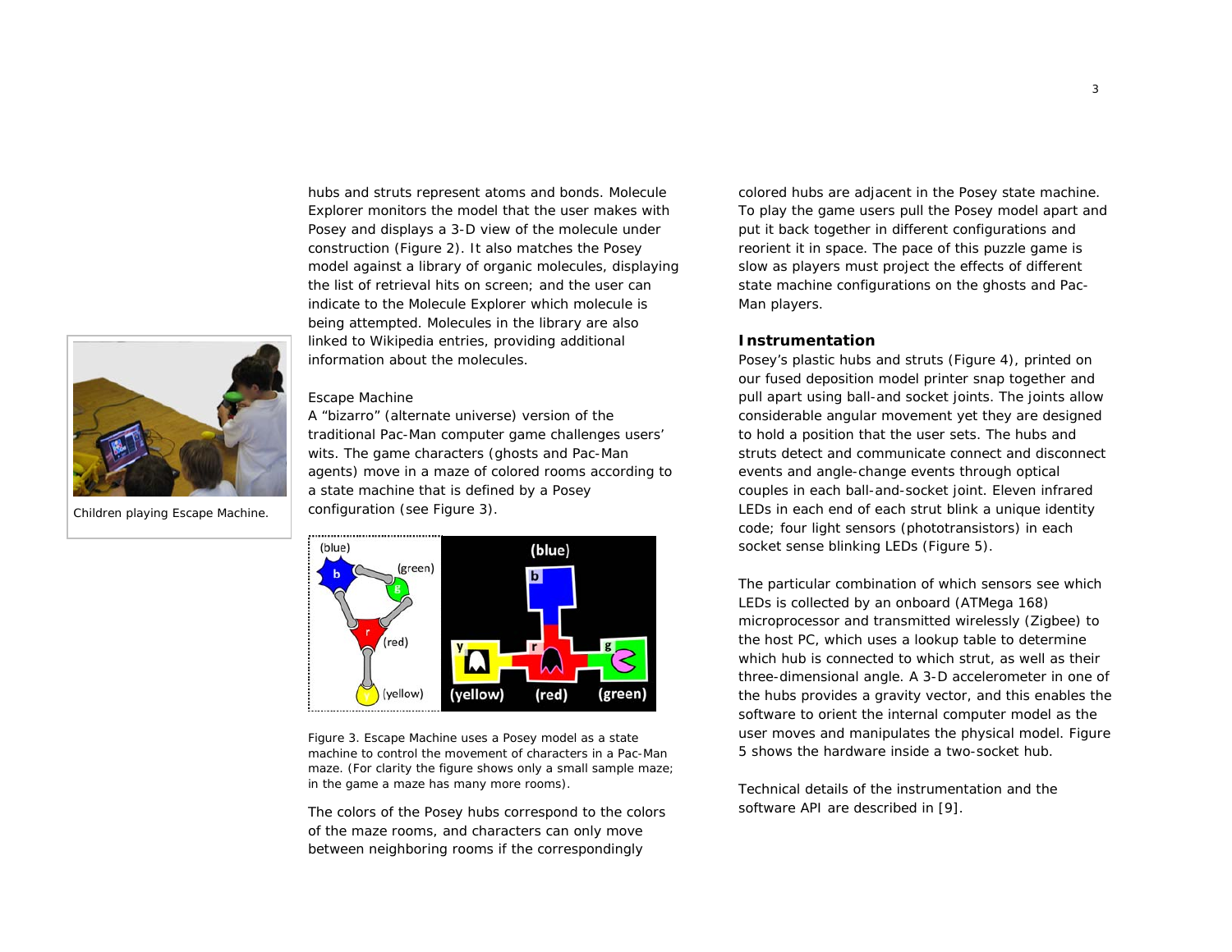hubs and struts represent atoms and bonds. Molecule Explorer monitors the model that the user makes with Posey and displays a 3-D view of the molecule under construction (Figure 2). It also matches the Posey model against a library of organic molecules, displaying the list of retrieval hits on screen; and the user can indicate to the Molecule Explorer which molecule is being attempted. Molecules in the library are also linked to Wikipedia entries, providing additional information about the molecules.

Children playing Escape Machine.

Escape Machine

A “bizarro” (alternate universe) version of the traditional Pac-Man computer game challenges users’ wits. The game characters (ghosts and Pac-Man agents) move in a maze of colored rooms according to a state machine that is defined by a Posey configuration (see Figure 3).

Figure 3. Escape Machine uses a Posey model as a state machine to control the movement of characters in a Pac-Man maze. (For clarity the figure shows only a small sample maze; in the game a maze has many more rooms).

The colors of the Posey hubs correspond to the colors of the maze rooms, and characters can only move between neighboring rooms if the correspondingly colored hubs are adjacent in the Posey state machine. To play the game users pull the Posey model apart and put it back together in different configurations and reorient it in space. The pace of this puzzle game is slow as players must project the effects of different state machine configurations on the ghosts and Pac-Man players.

## Instrumentation

Posey’s plastic hubs and struts (Figure 4), printed on our fused deposition model printer snap together and pull apart using ball-and socket joints. The joints allow considerable angular movement yet they are designed to hold a position that the user sets. The hubs and struts detect and communicate connect and disconnect events and angle-change events through optical couples in each ball-and-socket joint. Eleven infrared LEDs in each end of each strut blink a unique identity code; four light sensors (phototransistors) in each socket sense blinking LEDs (Figure 5).

The particular combination of which sensors see which LEDs is collected by an onboard (ATMega 168) microprocessor and transmitted wirelessly (Zigbee) to the host PC, which uses a lookup table to determine which hub is connected to which strut, as well as their three-dimensional angle. A 3-D accelerometer in one of the hubs provides a gravity vector, and this enables the software to orient the internal computer model as the user moves and manipulates the physical model. Figure 5 shows the hardware inside a two-socket hub.

Technical details of the instrumentation and the software API are described in [9].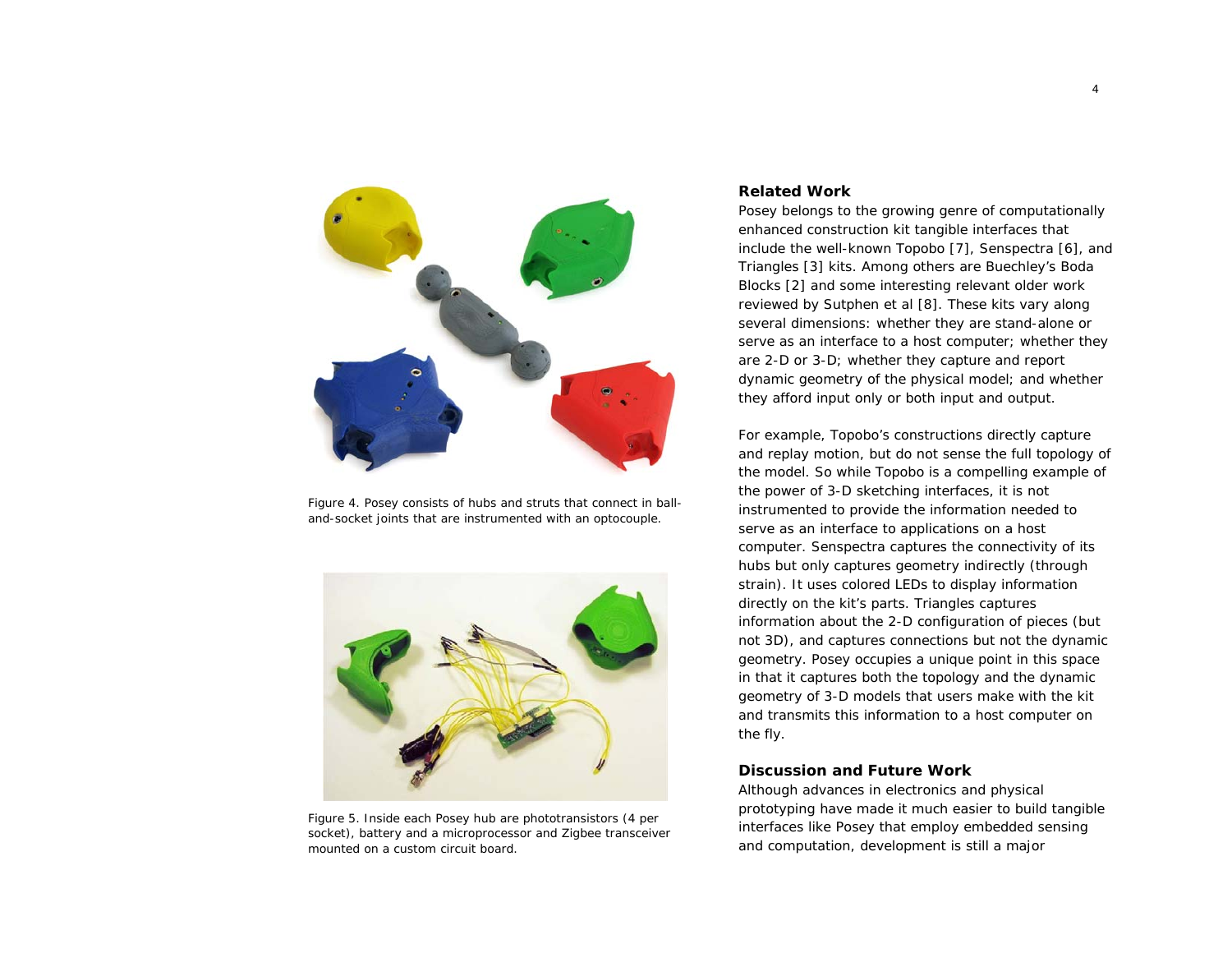Figure 4. Posey consists of hubs and struts that connect in ball-and-socket joints that are instrumented with an optocouple.

Figure 5. Inside each Posey hub are phototransistors (4 per socket), battery and a microprocessor and Zigbee transceiver mounted on a custom circuit board.

## Related Work

Posey belongs to the growing genre of computationally enhanced construction kit tangible interfaces that include the well-known Topobo [7], Senspectra [6], and Triangles [3] kits. Among others are Buechley's Boda Blocks [2] and some interesting relevant older work reviewed by Sutphen et al [8]. These kits vary along several dimensions: whether they are stand-alone or serve as an interface to a host computer; whether they are 2-D or 3-D; whether they capture and report dynamic geometry of the physical model; and whether they afford input only or both input and output.

For example, Topobo's constructions directly capture and replay motion, but do not sense the full topology of the model. So while Topobo is a compelling example of the power of 3-D sketching interfaces, it is not instrumented to provide the information needed to serve as an interface to applications on a host computer. Senspectra captures the connectivity of its hubs but only captures geometry indirectly (through strain). It uses colored LEDs to display information directly on the kit's parts. Triangles captures information about the 2-D configuration of pieces (but not 3D), and captures connections but not the dynamic geometry. Posey occupies a unique point in this space in that it captures both the topology and the dynamic geometry of 3-D models that users make with the kit and transmits this information to a host computer on the fly.

## Discussion and Future Work

Although advances in electronics and physical prototyping have made it much easier to build tangible interfaces like Posey that employ embedded sensing and computation, development is still a major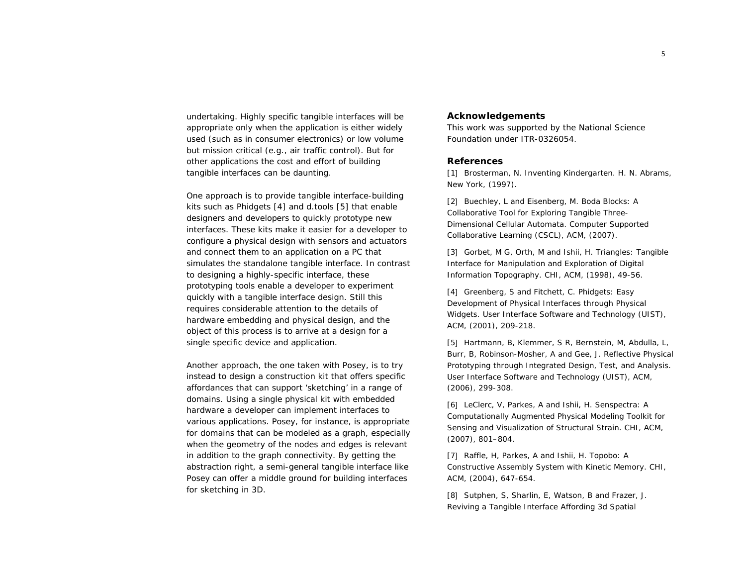undertaking. Highly specific tangible interfaces will be appropriate only when the application is either widely used (such as in consumer electronics) or low volume but mission critical (e.g., air traffic control). But for other applications the cost and effort of building tangible interfaces can be daunting.

One approach is to provide tangible interface-building kits such as Phidgets [4] and d.tools [5] that enable designers and developers to quickly prototype new interfaces. These kits make it easier for a developer to configure a physical design with sensors and actuators and connect them to an application on a PC that simulates the standalone tangible interface. In contrast to designing a highly-specific interface, these prototyping tools enable a developer to experiment quickly with a tangible interface design. Still this requires considerable attention to the details of hardware embedding and physical design, and the object of this process is to arrive at a design for a single specific device and application.

Another approach, the one taken with Posey, is to try instead to design a construction kit that offers specific affordances that can support 'sketching' in a range of domains. Using a single physical kit with embedded hardware a developer can implement interfaces to various applications. Posey, for instance, is appropriate for domains that can be modeled as a graph, especially when the geometry of the nodes and edges is relevant in addition to the graph connectivity. By getting the abstraction right, a semi-general tangible interface like Posey can offer a middle ground for building interfaces for sketching in 3D.

## Acknowledgements

This work was supported by the National Science Foundation under ITR-0326054.

## References

[1] Brosterman, N. Inventing Kindergarten. H. N. Abrams, New York, (1997).

[2] Buechley, L and Eisenberg, M. Boda Blocks: A Collaborative Tool for Exploring Tangible Three-Dimensional Cellular Automata. Computer Supported Collaborative Learning (CSCL), ACM, (2007).

[3] Gorbet, M G, Orth, M and Ishii, H. Triangles: Tangible Interface for Manipulation and Exploration of Digital Information Topography. CHI, ACM, (1998), 49-56.

[4] Greenberg, S and Fitchett, C. Phidgets: Easy Development of Physical Interfaces through Physical Widgets. User Interface Software and Technology (UIST), ACM, (2001), 209-218.

[5] Hartmann, B, Klemmer, S R, Bernstein, M, Abdulla, L, Burr, B, Robinson-Mosher, A and Gee, J. Reflective Physical Prototyping through Integrated Design, Test, and Analysis. User Interface Software and Technology (UIST), ACM, (2006), 299-308.

[6] LeClerc, V, Parkes, A and Ishii, H. Senspectra: A Computationally Augmented Physical Modeling Toolkit for Sensing and Visualization of Structural Strain. CHI, ACM, (2007), 801–804.

[7] Raffle, H, Parkes, A and Ishii, H. Topobo: A Constructive Assembly System with Kinetic Memory. CHI, ACM, (2004), 647-654.

[8] Sutphen, S, Sharlin, E, Watson, B and Frazer, J. Reviving a Tangible Interface Affording 3d Spatial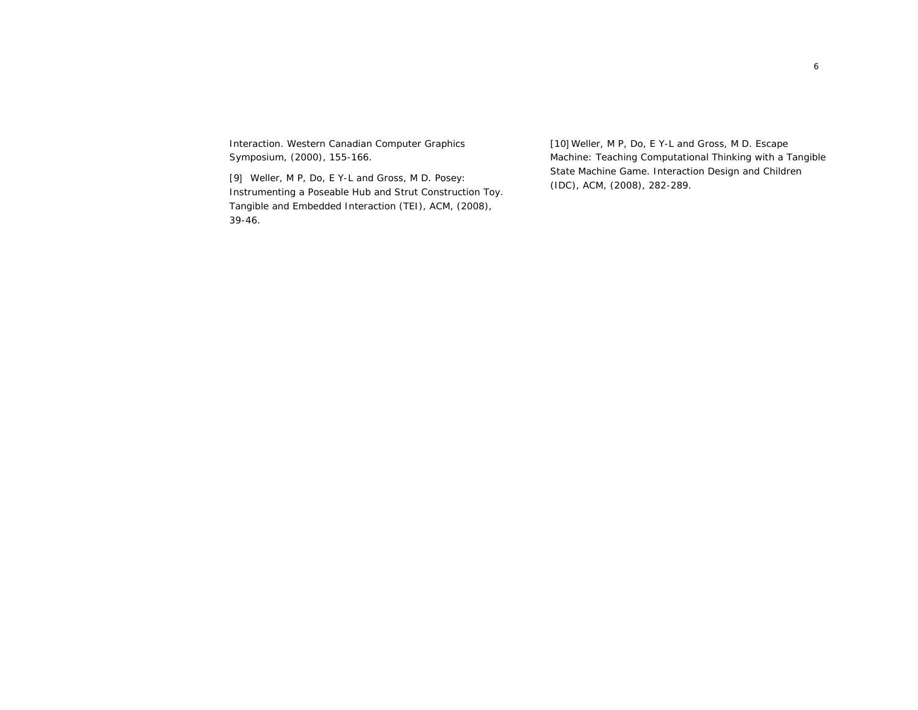Interaction. Western Canadian Computer Graphics Symposium, (2000), 155-166.

[9] Weller, M P, Do, E Y-L and Gross, M D. Posey: Instrumenting a Poseable Hub and Strut Construction Toy. Tangible and Embedded Interaction (TEI), ACM, (2008), 39-46.

[10] Weller, M P, Do, E Y-L and Gross, M D. Escape Machine: Teaching Computational Thinking with a Tangible State Machine Game. Interaction Design and Children (IDC), ACM, (2008), 282-289.